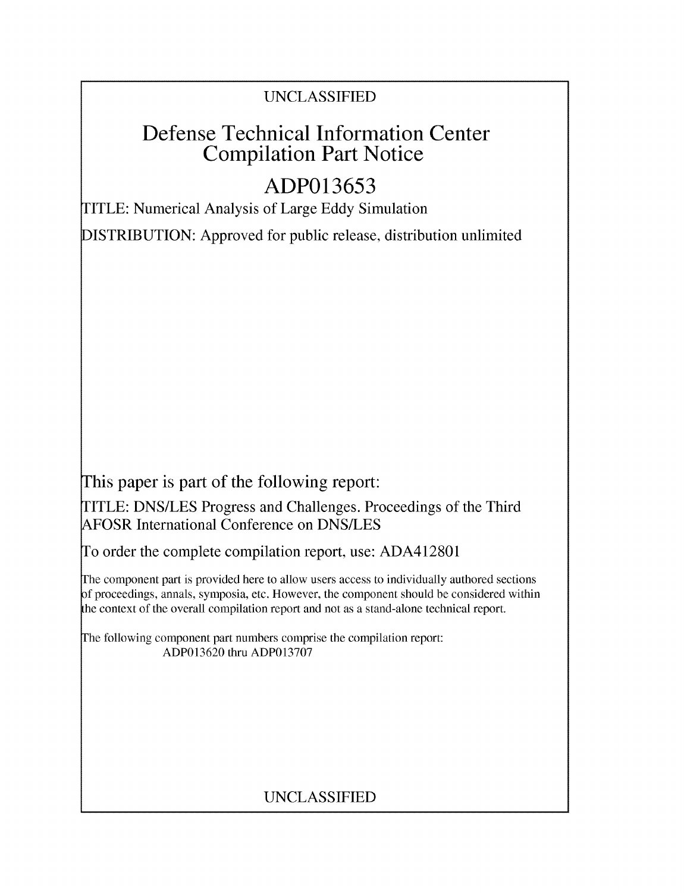UNCLASSIFIED

# Defense Technical Information Center Compilation Part Notice

## ADP013653

TITLE: Numerical Analysis of Large Eddy Simulation

DISTRIBUTION: Approved for public release, distribution unlimited

This paper is part of the following report:

TITLE: DNS/LES Progress and Challenges. Proceedings of the Third AFOSR International Conference on DNS/LES

To order the complete compilation report, use: ADA412801

The component part is provided here to allow users access to individually authored sections of proceedings, annals, symposia, etc. However, the component should be considered within the context of the overall compilation report and not as a stand-alone technical report.

The following component part numbers comprise the compilation report:
ADP013620 thru ADP013707

UNCLASSIFIED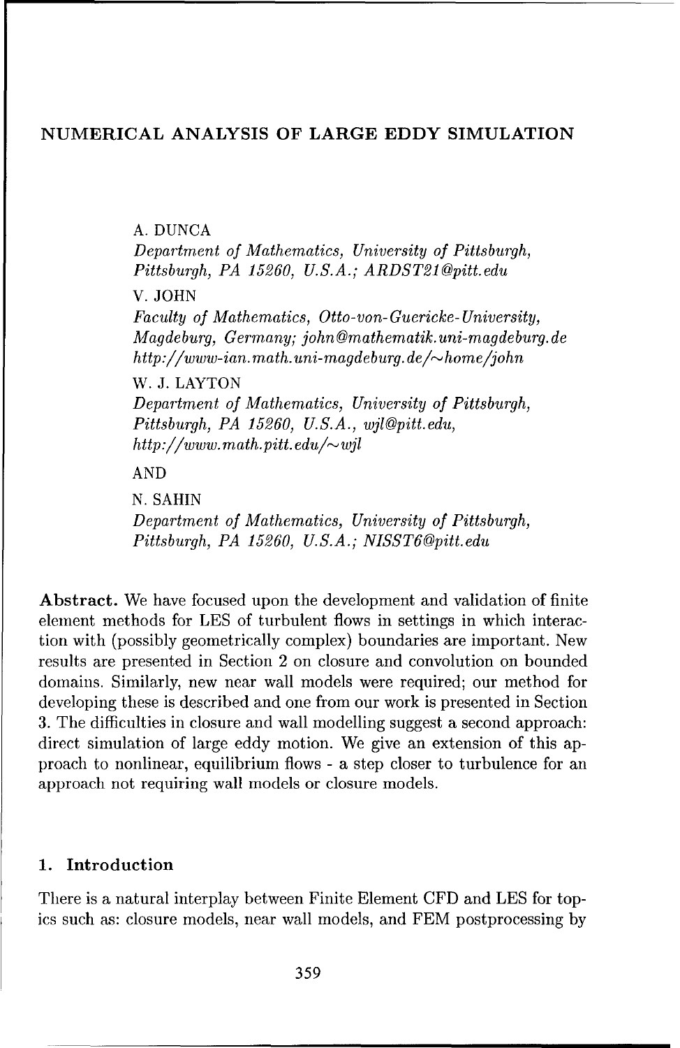# NUMERICAL ANALYSIS OF LARGE EDDY SIMULATION

A. DUNCA
*Department of Mathematics, University of Pittsburgh, Pittsburgh, PA 15260, U.S.A.; ARDST21@pitt.edu*

V. JOHN
*Faculty of Mathematics, Otto-von-Guericke-University, Magdeburg, Germany; john@mathematik.uni-magdeburg.de http://www-ian.math.uni-magdeburg.de/~home/john*

W. J. LAYTON
*Department of Mathematics, University of Pittsburgh, Pittsburgh, PA 15260, U.S.A., wjl@pitt.edu, http://www.math.pitt.edu/~wjl*

AND

N. SAHIN
*Department of Mathematics, University of Pittsburgh, Pittsburgh, PA 15260, U.S.A.; NISST6@pitt.edu*

**Abstract.** We have focused upon the development and validation of finite element methods for LES of turbulent flows in settings in which interaction with (possibly geometrically complex) boundaries are important. New results are presented in Section 2 on closure and convolution on bounded domains. Similarly, new near wall models were required; our method for developing these is described and one from our work is presented in Section 3. The difficulties in closure and wall modelling suggest a second approach: direct simulation of large eddy motion. We give an extension of this approach to nonlinear, equilibrium flows - a step closer to turbulence for an approach not requiring wall models or closure models.

## 1. Introduction

There is a natural interplay between Finite Element CFD and LES for topics such as: closure models, near wall models, and FEM postprocessing by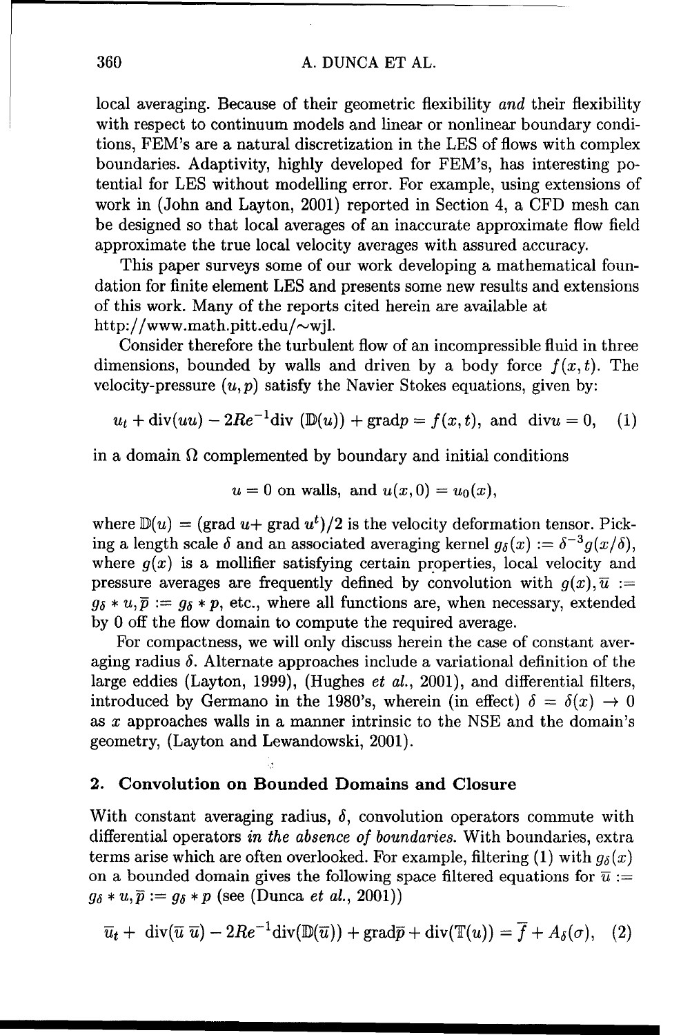local averaging. Because of their geometric flexibility *and* their flexibility with respect to continuum models and linear or nonlinear boundary conditions, FEM's are a natural discretization in the LES of flows with complex boundaries. Adaptivity, highly developed for FEM's, has interesting potential for LES without modelling error. For example, using extensions of work in (John and Layton, 2001) reported in Section 4, a CFD mesh can be designed so that local averages of an inaccurate approximate flow field approximate the true local velocity averages with assured accuracy.

This paper surveys some of our work developing a mathematical foundation for finite element LES and presents some new results and extensions of this work. Many of the reports cited herein are available at http://www.math.pitt.edu/~wjl.

Consider therefore the turbulent flow of an incompressible fluid in three dimensions, bounded by walls and driven by a body force $f(x,t)$. The velocity-pressure $(u,p)$ satisfy the Navier Stokes equations, given by:

$$u_t + \text{div}(uu) - 2Re^{-1}\text{div}\,(\mathbb{D}(u)) + \text{grad}p = f(x,t), \text{ and } \text{div}u = 0, \quad (1)$$

in a domain $\Omega$ complemented by boundary and initial conditions

$$u = 0 \text{ on walls, and } u(x,0) = u_0(x),$$

where $\mathbb{D}(u) = (\text{grad } u + \text{grad } u^t)/2$ is the velocity deformation tensor. Picking a length scale $\delta$ and an associated averaging kernel $g_\delta(x) := \delta^{-3}g(x/\delta)$, where $g(x)$ is a mollifier satisfying certain properties, local velocity and pressure averages are frequently defined by convolution with $g(x), \overline{u} := g_\delta * u, \overline{p} := g_\delta * p$, etc., where all functions are, when necessary, extended by 0 off the flow domain to compute the required average.

For compactness, we will only discuss herein the case of constant averaging radius $\delta$. Alternate approaches include a variational definition of the large eddies (Layton, 1999), (Hughes *et al.*, 2001), and differential filters, introduced by Germano in the 1980's, wherein (in effect) $\delta = \delta(x) \to 0$ as $x$ approaches walls in a manner intrinsic to the NSE and the domain's geometry, (Layton and Lewandowski, 2001).

## 2. Convolution on Bounded Domains and Closure

With constant averaging radius, $\delta$, convolution operators commute with differential operators *in the absence of boundaries.* With boundaries, extra terms arise which are often overlooked. For example, filtering (1) with $g_\delta(x)$ on a bounded domain gives the following space filtered equations for $\overline{u} := g_\delta * u, \overline{p} := g_\delta * p$ (see (Dunca *et al.*, 2001))

$$\overline{u}_t + \text{ div}(\overline{u}\,\overline{u}) - 2Re^{-1}\text{div}(\mathbb{D}(\overline{u})) + \text{grad}\overline{p} + \text{div}(\mathbb{T}(u)) = \overline{f} + A_\delta(\sigma), \quad (2)$$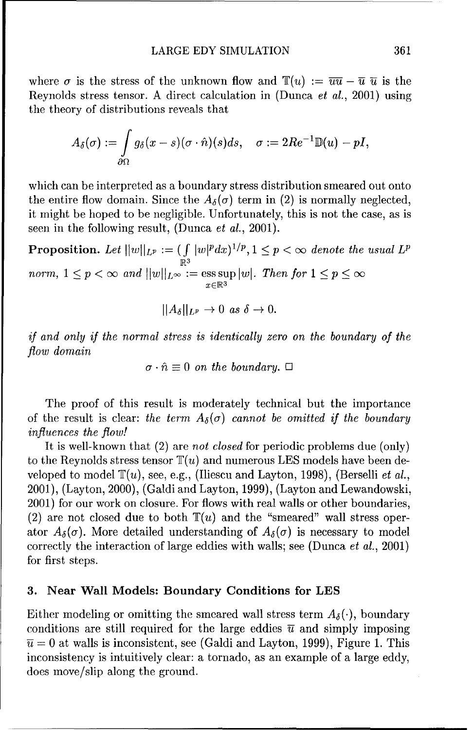where $\sigma$ is the stress of the unknown flow and $\mathbb{T}(u) := \overline{uu} - \overline{u}\,\overline{u}$ is the Reynolds stress tensor. A direct calculation in (Dunca *et al.*, 2001) using the theory of distributions reveals that

$$A_\delta(\sigma) := \int_{\partial\Omega} g_\delta(x-s)(\sigma \cdot \hat{n})(s)ds, \quad \sigma := 2Re^{-1}\mathbb{D}(u) - pI,$$

which can be interpreted as a boundary stress distribution smeared out onto the entire flow domain. Since the $A_\delta(\sigma)$ term in (2) is normally neglected, it might be hoped to be negligible. Unfortunately, this is not the case, as is seen in the following result, (Dunca *et al.*, 2001).

**Proposition.** *Let* $\|w\|_{L^p} := (\int_{\mathbb{R}^3} |w|^p dx)^{1/p}, 1 \le p < \infty$ *denote the usual* $L^p$ *norm,* $1 \le p < \infty$ *and* $\|w\|_{L^\infty} := \operatorname{ess\,sup}_{x\in\mathbb{R}^3} |w|$. *Then for* $1 \le p \le \infty$

$$\|A_\delta\|_{L^p} \to 0 \text{ as } \delta \to 0.$$

*if and only if the normal stress is identically zero on the boundary of the flow domain*

$$\sigma \cdot \hat{n} \equiv 0 \text{ on the boundary.} \ \Box$$

The proof of this result is moderately technical but the importance of the result is clear: *the term $A_\delta(\sigma)$ cannot be omitted if the boundary influences the flow!*

It is well-known that (2) are *not closed* for periodic problems due (only) to the Reynolds stress tensor $\mathbb{T}(u)$ and numerous LES models have been developed to model $\mathbb{T}(u)$, see, e.g., (Iliescu and Layton, 1998), (Berselli *et al.*, 2001), (Layton, 2000), (Galdi and Layton, 1999), (Layton and Lewandowski, 2001) for our work on closure. For flows with real walls or other boundaries, (2) are not closed due to both $\mathbb{T}(u)$ and the "smeared" wall stress operator $A_\delta(\sigma)$. More detailed understanding of $A_\delta(\sigma)$ is necessary to model correctly the interaction of large eddies with walls; see (Dunca *et al.*, 2001) for first steps.

## 3. Near Wall Models: Boundary Conditions for LES

Either modeling or omitting the smeared wall stress term $A_\delta(\cdot)$, boundary conditions are still required for the large eddies $\overline{u}$ and simply imposing $\overline{u} = 0$ at walls is inconsistent, see (Galdi and Layton, 1999), Figure 1. This inconsistency is intuitively clear: a tornado, as an example of a large eddy, does move/slip along the ground.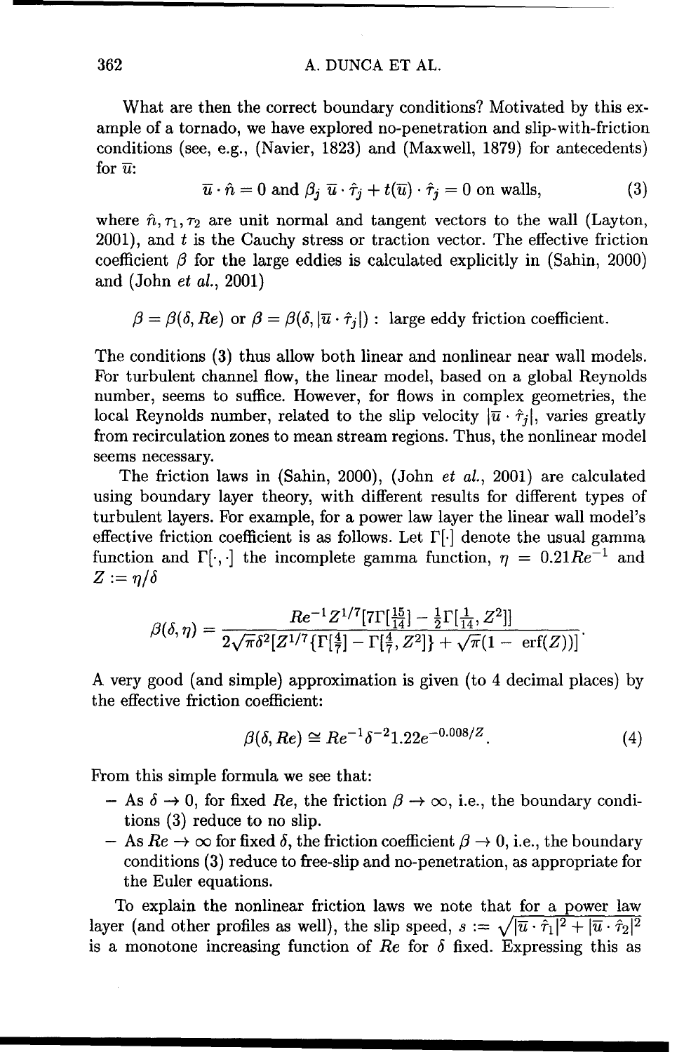What are then the correct boundary conditions? Motivated by this example of a tornado, we have explored no-penetration and slip-with-friction conditions (see, e.g., (Navier, 1823) and (Maxwell, 1879) for antecedents) for $\overline{u}$:

$$\overline{u} \cdot \hat{n} = 0 \text{ and } \beta_j \, \overline{u} \cdot \hat{\tau}_j + t(\overline{u}) \cdot \hat{\tau}_j = 0 \text{ on walls,} \tag{3}$$

where $\hat{n}, \tau_1, \tau_2$ are unit normal and tangent vectors to the wall (Layton, 2001), and $t$ is the Cauchy stress or traction vector. The effective friction coefficient $\beta$ for the large eddies is calculated explicitly in (Sahin, 2000) and (John *et al.*, 2001)

$$\beta = \beta(\delta, Re) \text{ or } \beta = \beta(\delta, |\overline{u} \cdot \hat{\tau}_j|) : \text{ large eddy friction coefficient.}$$

The conditions (3) thus allow both linear and nonlinear near wall models. For turbulent channel flow, the linear model, based on a global Reynolds number, seems to suffice. However, for flows in complex geometries, the local Reynolds number, related to the slip velocity $|\overline{u} \cdot \hat{\tau}_j|$, varies greatly from recirculation zones to mean stream regions. Thus, the nonlinear model seems necessary.

The friction laws in (Sahin, 2000), (John *et al.*, 2001) are calculated using boundary layer theory, with different results for different types of turbulent layers. For example, for a power law layer the linear wall model's effective friction coefficient is as follows. Let $\Gamma[\cdot]$ denote the usual gamma function and $\Gamma[\cdot, \cdot]$ the incomplete gamma function, $\eta = 0.21Re^{-1}$ and $Z := \eta/\delta$

$$\beta(\delta, \eta) = \frac{Re^{-1} Z^{1/7} [7\Gamma[\frac{15}{14}] - \frac{1}{2}\Gamma[\frac{1}{14}, Z^2]]}{2\sqrt{\pi}\delta^2 [Z^{1/7}\{\Gamma[\frac{4}{7}] - \Gamma[\frac{4}{7}, Z^2]\} + \sqrt{\pi}(1 - \text{ erf}(Z))]}.$$

A very good (and simple) approximation is given (to 4 decimal places) by the effective friction coefficient:

$$\beta(\delta, Re) \cong Re^{-1} \delta^{-2} 1.22 e^{-0.008/Z}. \tag{4}$$

From this simple formula we see that:

- As $\delta \to 0$, for fixed $Re$, the friction $\beta \to \infty$, i.e., the boundary conditions (3) reduce to no slip.
- As $Re \to \infty$ for fixed $\delta$, the friction coefficient $\beta \to 0$, i.e., the boundary conditions (3) reduce to free-slip and no-penetration, as appropriate for the Euler equations.

To explain the nonlinear friction laws we note that for a power law layer (and other profiles as well), the slip speed, $s := \sqrt{|\overline{u} \cdot \hat{\tau}_1|^2 + |\overline{u} \cdot \hat{\tau}_2|^2}$ is a monotone increasing function of $Re$ for $\delta$ fixed. Expressing this as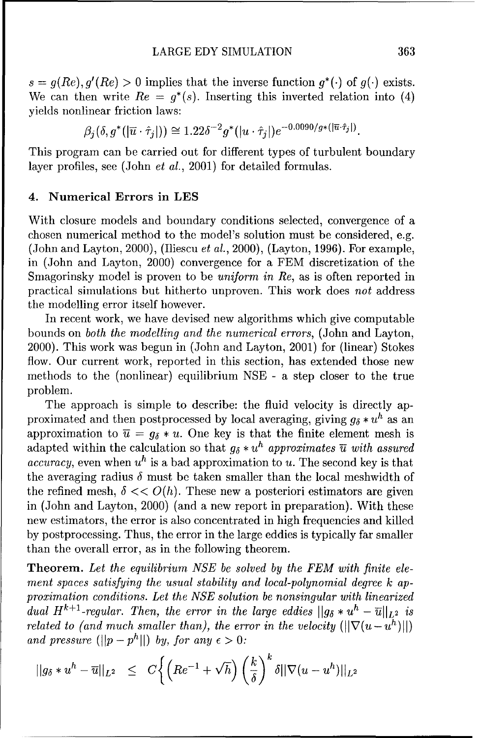$s = g(Re), g'(Re) > 0$ implies that the inverse function $g^*(\cdot)$ of $g(\cdot)$ exists. We can then write $Re = g^*(s)$. Inserting this inverted relation into (4) yields nonlinear friction laws:

$$\beta_j(\delta, g^*(|\overline{u} \cdot \hat{\tau}_j|)) \cong 1.22\delta^{-2} g^*(|u \cdot \hat{\tau}_j|) e^{-0.0090/g*(|\overline{u} \cdot \hat{\tau}_j|)}.$$

This program can be carried out for different types of turbulent boundary layer profiles, see (John *et al.*, 2001) for detailed formulas.

## 4. Numerical Errors in LES

With closure models and boundary conditions selected, convergence of a chosen numerical method to the model's solution must be considered, e.g. (John and Layton, 2000), (Iliescu *et al.*, 2000), (Layton, 1996). For example, in (John and Layton, 2000) convergence for a FEM discretization of the Smagorinsky model is proven to be *uniform in Re*, as is often reported in practical simulations but hitherto unproven. This work does *not* address the modelling error itself however.

In recent work, we have devised new algorithms which give computable bounds on *both the modelling and the numerical errors*, (John and Layton, 2000). This work was begun in (John and Layton, 2001) for (linear) Stokes flow. Our current work, reported in this section, has extended those new methods to the (nonlinear) equilibrium NSE - a step closer to the true problem.

The approach is simple to describe: the fluid velocity is directly approximated and then postprocessed by local averaging, giving $g_\delta * u^h$ as an approximation to $\overline{u} = g_\delta * u$. One key is that the finite element mesh is adapted within the calculation so that $g_\delta * u^h$ *approximates* $\overline{u}$ *with assured accuracy*, even when $u^h$ is a bad approximation to $u$. The second key is that the averaging radius $\delta$ must be taken smaller than the local meshwidth of the refined mesh, $\delta << O(h)$. These new a posteriori estimators are given in (John and Layton, 2000) (and a new report in preparation). With these new estimators, the error is also concentrated in high frequencies and killed by postprocessing. Thus, the error in the large eddies is typically far smaller than the overall error, as in the following theorem.

**Theorem.** *Let the equilibrium NSE be solved by the FEM with finite element spaces satisfying the usual stability and local-polynomial degree k approximation conditions. Let the NSE solution be nonsingular with linearized dual $H^{k+1}$-regular. Then, the error in the large eddies $||g_\delta * u^h - \overline{u}||_{L^2}$ is related to (and much smaller than), the error in the velocity ($||\nabla(u - u^h)||$) and pressure ($||p - p^h||$) by, for any $\epsilon > 0$:*

$$||g_\delta * u^h - \overline{u}||_{L^2} \leq C\left\{ \left(Re^{-1} + \sqrt{h}\right) \left(\frac{k}{\delta}\right)^k \delta ||\nabla(u - u^h)||_{L^2} \right.$$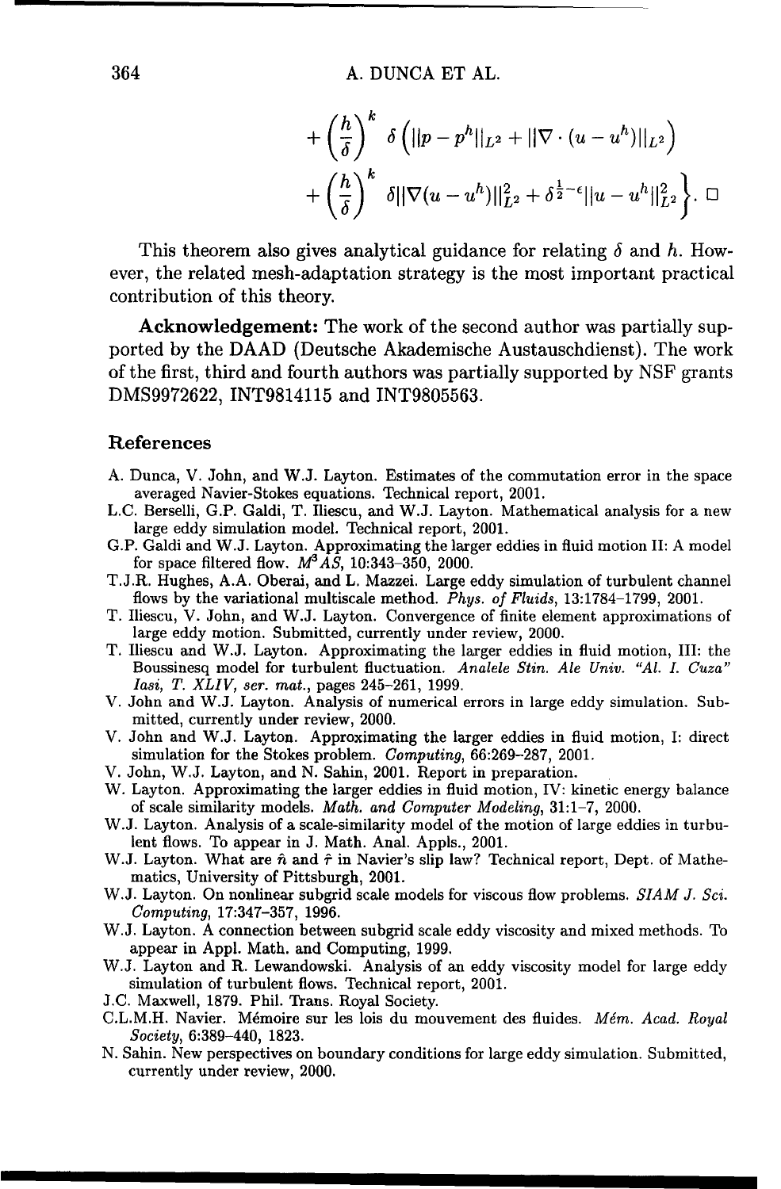$$
+ \left(\frac{h}{\delta}\right)^k \delta\left(||p - p^h||_{L^2} + ||\nabla \cdot (u - u^h)||_{L^2}\right)
$$

$$
+ \left(\frac{h}{\delta}\right)^k \delta||\nabla(u - u^h)||_{L^2}^2 + \delta^{\frac{1}{2}-\epsilon}||u - u^h||_{L^2}^2 \Bigg\}. \square
$$

This theorem also gives analytical guidance for relating $\delta$ and $h$. However, the related mesh-adaptation strategy is the most important practical contribution of this theory.

**Acknowledgement:** The work of the second author was partially supported by the DAAD (Deutsche Akademische Austauschdienst). The work of the first, third and fourth authors was partially supported by NSF grants DMS9972622, INT9814115 and INT9805563.

## References

A. Dunca, V. John, and W.J. Layton. Estimates of the commutation error in the space averaged Navier-Stokes equations. Technical report, 2001.

L.C. Berselli, G.P. Galdi, T. Iliescu, and W.J. Layton. Mathematical analysis for a new large eddy simulation model. Technical report, 2001.

G.P. Galdi and W.J. Layton. Approximating the larger eddies in fluid motion II: A model for space filtered flow. *$M^3AS$*, 10:343–350, 2000.

T.J.R. Hughes, A.A. Oberai, and L. Mazzei. Large eddy simulation of turbulent channel flows by the variational multiscale method. *Phys. of Fluids*, 13:1784–1799, 2001.

T. Iliescu, V. John, and W.J. Layton. Convergence of finite element approximations of large eddy motion. Submitted, currently under review, 2000.

T. Iliescu and W.J. Layton. Approximating the larger eddies in fluid motion, III: the Boussinesq model for turbulent fluctuation. *Analele Stin. Ale Univ. "Al. I. Cuza" Iasi, T. XLIV, ser. mat.*, pages 245–261, 1999.

V. John and W.J. Layton. Analysis of numerical errors in large eddy simulation. Submitted, currently under review, 2000.

V. John and W.J. Layton. Approximating the larger eddies in fluid motion, I: direct simulation for the Stokes problem. *Computing*, 66:269–287, 2001.

V. John, W.J. Layton, and N. Sahin, 2001. Report in preparation.

W. Layton. Approximating the larger eddies in fluid motion, IV: kinetic energy balance of scale similarity models. *Math. and Computer Modeling*, 31:1–7, 2000.

W.J. Layton. Analysis of a scale-similarity model of the motion of large eddies in turbulent flows. To appear in J. Math. Anal. Appls., 2001.

W.J. Layton. What are $\hat{n}$ and $\hat{\tau}$ in Navier's slip law? Technical report, Dept. of Mathematics, University of Pittsburgh, 2001.

W.J. Layton. On nonlinear subgrid scale models for viscous flow problems. *SIAM J. Sci. Computing*, 17:347–357, 1996.

W.J. Layton. A connection between subgrid scale eddy viscosity and mixed methods. To appear in Appl. Math. and Computing, 1999.

W.J. Layton and R. Lewandowski. Analysis of an eddy viscosity model for large eddy simulation of turbulent flows. Technical report, 2001.

J.C. Maxwell, 1879. Phil. Trans. Royal Society.

C.L.M.H. Navier. Mémoire sur les lois du mouvement des fluides. *Mém. Acad. Royal Society*, 6:389–440, 1823.

N. Sahin. New perspectives on boundary conditions for large eddy simulation. Submitted, currently under review, 2000.